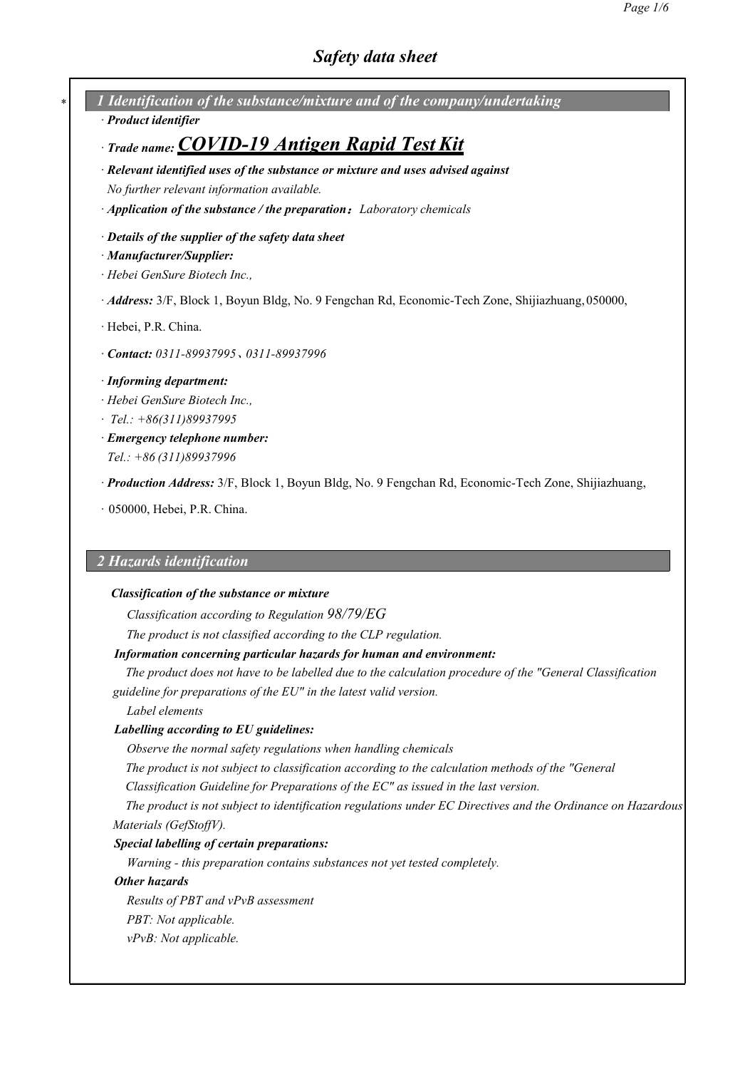# Safety data sheet

\* 

## 1 Identification of the substance/mixture and of the company/undertaking

· ***Product identifier***

· ***Trade name: COVID-19 Antigen Rapid Test Kit***

· ***Relevant identified uses of the substance or mixture and uses advised against***
*No further relevant information available.*

· ***Application of the substance / the preparation：*** *Laboratory chemicals*

· ***Details of the supplier of the safety data sheet***

· ***Manufacturer/Supplier:***

· *Hebei GenSure Biotech Inc.,*

· ***Address:*** 3/F, Block 1, Boyun Bldg, No. 9 Fengchan Rd, Economic-Tech Zone, Shijiazhuang, 050000,

· Hebei, P.R. China.

· ***Contact:*** *0311-89937995、0311-89937996*

· ***Informing department:***

· *Hebei GenSure Biotech Inc.,*

· *Tel.: +86(311)89937995*

· ***Emergency telephone number:***
*Tel.: +86 (311)89937996*

· ***Production Address:*** 3/F, Block 1, Boyun Bldg, No. 9 Fengchan Rd, Economic-Tech Zone, Shijiazhuang,

· 050000, Hebei, P.R. China.

## 2 Hazards identification

***Classification of the substance or mixture***

*Classification according to Regulation 98/79/EG*

*The product is not classified according to the CLP regulation.*

***Information concerning particular hazards for human and environment:***

*The product does not have to be labelled due to the calculation procedure of the "General Classification guideline for preparations of the EU" in the latest valid version.*

*Label elements*

***Labelling according to EU guidelines:***

*Observe the normal safety regulations when handling chemicals*

*The product is not subject to classification according to the calculation methods of the "General Classification Guideline for Preparations of the EC" as issued in the last version.*

*The product is not subject to identification regulations under EC Directives and the Ordinance on Hazardous Materials (GefStoffV).*

***Special labelling of certain preparations:***

*Warning - this preparation contains substances not yet tested completely.*

***Other hazards***

*Results of PBT and vPvB assessment*

*PBT: Not applicable.*

*vPvB: Not applicable.*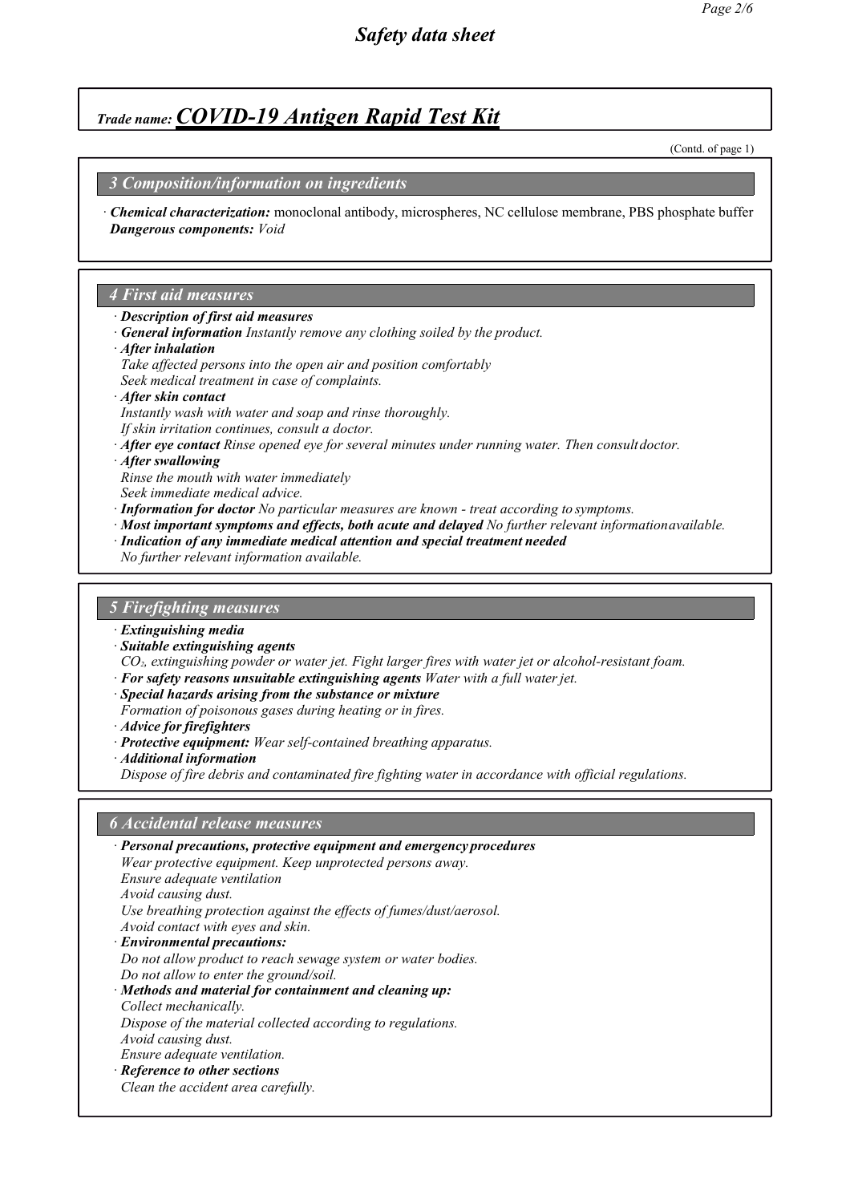# Safety data sheet

## Trade name: COVID-19 Antigen Rapid Test Kit

(Contd. of page 1)

### 3 Composition/information on ingredients

· **Chemical characterization:** monoclonal antibody, microspheres, NC cellulose membrane, PBS phosphate buffer
***Dangerous components:*** *Void*

### 4 First aid measures

· ***Description of first aid measures***
· ***General information*** *Instantly remove any clothing soiled by the product.*
· ***After inhalation***
*Take affected persons into the open air and position comfortably*
*Seek medical treatment in case of complaints.*
· ***After skin contact***
*Instantly wash with water and soap and rinse thoroughly.*
*If skin irritation continues, consult a doctor.*
· ***After eye contact*** *Rinse opened eye for several minutes under running water. Then consult doctor.*
· ***After swallowing***
*Rinse the mouth with water immediately*
*Seek immediate medical advice.*
· ***Information for doctor*** *No particular measures are known - treat according to symptoms.*
· ***Most important symptoms and effects, both acute and delayed*** *No further relevant information available.*
· ***Indication of any immediate medical attention and special treatment needed***
*No further relevant information available.*

### 5 Firefighting measures

· ***Extinguishing media***
· ***Suitable extinguishing agents***
*$CO_2$, extinguishing powder or water jet. Fight larger fires with water jet or alcohol-resistant foam.*
· ***For safety reasons unsuitable extinguishing agents*** *Water with a full water jet.*
· ***Special hazards arising from the substance or mixture***
*Formation of poisonous gases during heating or in fires.*
· ***Advice for firefighters***
· ***Protective equipment:*** *Wear self-contained breathing apparatus.*
· ***Additional information***
*Dispose of fire debris and contaminated fire fighting water in accordance with official regulations.*

### 6 Accidental release measures

· ***Personal precautions, protective equipment and emergency procedures***
*Wear protective equipment. Keep unprotected persons away.*
*Ensure adequate ventilation*
*Avoid causing dust.*
*Use breathing protection against the effects of fumes/dust/aerosol.*
*Avoid contact with eyes and skin.*
· ***Environmental precautions:***
*Do not allow product to reach sewage system or water bodies.*
*Do not allow to enter the ground/soil.*
· ***Methods and material for containment and cleaning up:***
*Collect mechanically.*
*Dispose of the material collected according to regulations.*
*Avoid causing dust.*
*Ensure adequate ventilation.*
· ***Reference to other sections***
*Clean the accident area carefully.*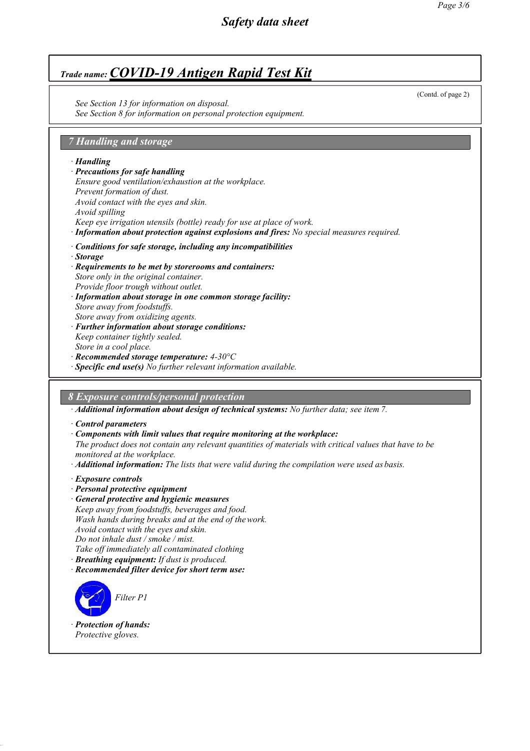# Safety data sheet

## Trade name: *COVID-19 Antigen Rapid Test Kit*

(Contd. of page 2)

*See Section 13 for information on disposal.*
*See Section 8 for information on personal protection equipment.*

## 7 Handling and storage

· ***Handling***
· ***Precautions for safe handling***
*Ensure good ventilation/exhaustion at the workplace.*
*Prevent formation of dust.*
*Avoid contact with the eyes and skin.*
*Avoid spilling*
*Keep eye irrigation utensils (bottle) ready for use at place of work.*
· ***Information about protection against explosions and fires:*** *No special measures required.*

· ***Conditions for safe storage, including any incompatibilities***
· ***Storage***
· ***Requirements to be met by storerooms and containers:***
*Store only in the original container.*
*Provide floor trough without outlet.*
· ***Information about storage in one common storage facility:***
*Store away from foodstuffs.*
*Store away from oxidizing agents.*
· ***Further information about storage conditions:***
*Keep container tightly sealed.*
*Store in a cool place.*
· ***Recommended storage temperature:*** *4-30°C*
· ***Specific end use(s)*** *No further relevant information available.*

## 8 Exposure controls/personal protection

· ***Additional information about design of technical systems:*** *No further data; see item 7.*

· ***Control parameters***
· ***Components with limit values that require monitoring at the workplace:***
*The product does not contain any relevant quantities of materials with critical values that have to be monitored at the workplace.*
· ***Additional information:*** *The lists that were valid during the compilation were used as basis.*

· ***Exposure controls***
· ***Personal protective equipment***
· ***General protective and hygienic measures***
*Keep away from foodstuffs, beverages and food.*
*Wash hands during breaks and at the end of the work.*
*Avoid contact with the eyes and skin.*
*Do not inhale dust / smoke / mist.*
*Take off immediately all contaminated clothing*
· ***Breathing equipment:*** *If dust is produced.*
· ***Recommended filter device for short term use:***

*Filter P1*

· ***Protection of hands:***
*Protective gloves.*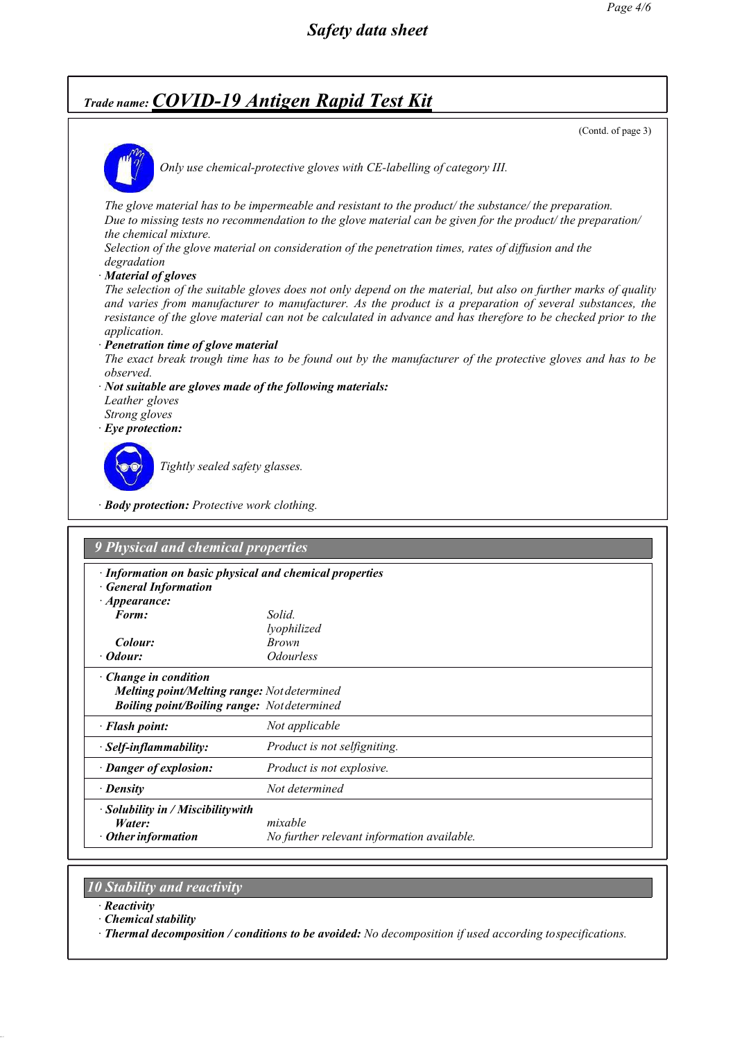Safety data sheet

**Trade name: COVID-19 Antigen Rapid Test Kit**

(Contd. of page 3)

*Only use chemical-protective gloves with CE-labelling of category III.*

*The glove material has to be impermeable and resistant to the product/ the substance/ the preparation.*
*Due to missing tests no recommendation to the glove material can be given for the product/ the preparation/ the chemical mixture.*
*Selection of the glove material on consideration of the penetration times, rates of diffusion and the degradation*

· ***Material of gloves***
*The selection of the suitable gloves does not only depend on the material, but also on further marks of quality and varies from manufacturer to manufacturer. As the product is a preparation of several substances, the resistance of the glove material can not be calculated in advance and has therefore to be checked prior to the application.*

· ***Penetration time of glove material***
*The exact break trough time has to be found out by the manufacturer of the protective gloves and has to be observed.*

· ***Not suitable are gloves made of the following materials:***
*Leather gloves*
*Strong gloves*

· ***Eye protection:***

*Tightly sealed safety glasses.*

· ***Body protection:*** *Protective work clothing.*

## 9 Physical and chemical properties

| | |
|---|---|
| · ***Information on basic physical and chemical properties*** | |
| · ***General Information*** | |
| · ***Appearance:*** | |
| ***Form:*** | *Solid.* *lyophilized* |
| ***Colour:*** | *Brown* |
| · ***Odour:*** | *Odourless* |
| · ***Change in condition*** | |
| ***Melting point/Melting range:*** | *Not determined* |
| ***Boiling point/Boiling range:*** | *Not determined* |
| · ***Flash point:*** | *Not applicable* |
| · ***Self-inflammability:*** | *Product is not selfigniting.* |
| · ***Danger of explosion:*** | *Product is not explosive.* |
| · ***Density*** | *Not determined* |
| · ***Solubility in / Miscibility with*** | |
| ***Water:*** | *mixable* |
| · ***Other information*** | *No further relevant information available.* |

## 10 Stability and reactivity

· ***Reactivity***
· ***Chemical stability***
· ***Thermal decomposition / conditions to be avoided:*** *No decomposition if used according to specifications.*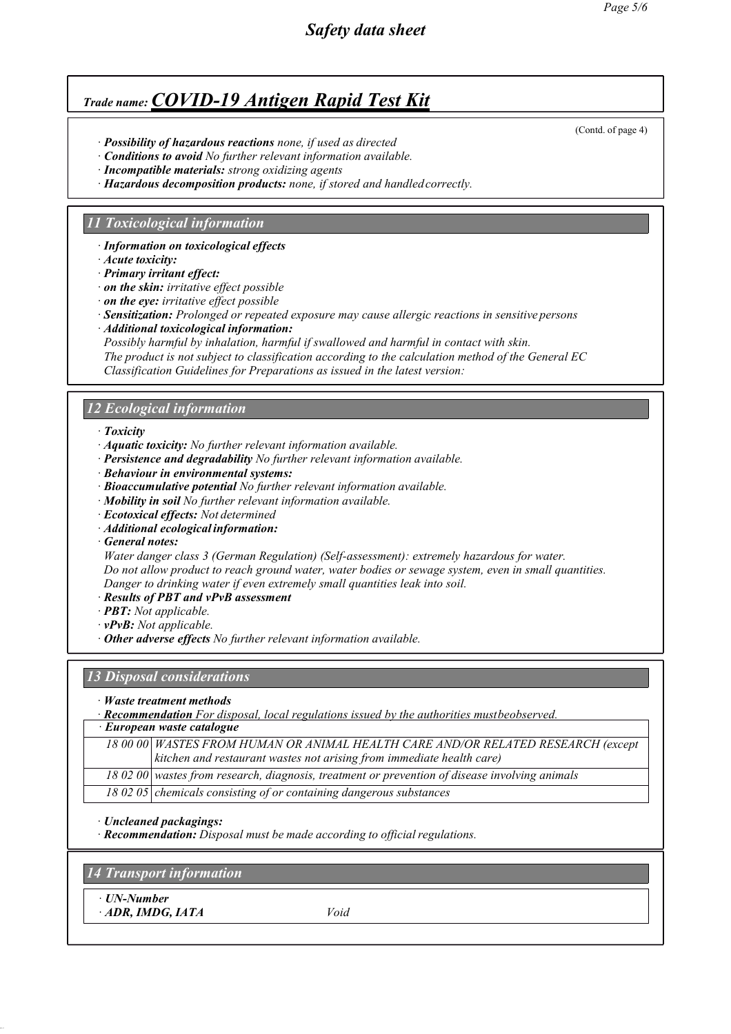# Trade name: COVID-19 Antigen Rapid Test Kit

(Contd. of page 4)

· ***Possibility of hazardous reactions*** *none, if used as directed*
· ***Conditions to avoid*** *No further relevant information available.*
· ***Incompatible materials:*** *strong oxidizing agents*
· ***Hazardous decomposition products:*** *none, if stored and handled correctly.*

## 11 Toxicological information

· ***Information on toxicological effects***
· ***Acute toxicity:***
· ***Primary irritant effect:***
· ***on the skin:*** *irritative effect possible*
· ***on the eye:*** *irritative effect possible*
· ***Sensitization:*** *Prolonged or repeated exposure may cause allergic reactions in sensitive persons*
· ***Additional toxicological information:***
*Possibly harmful by inhalation, harmful if swallowed and harmful in contact with skin.*
*The product is not subject to classification according to the calculation method of the General EC Classification Guidelines for Preparations as issued in the latest version:*

## 12 Ecological information

· ***Toxicity***
· ***Aquatic toxicity:*** *No further relevant information available.*
· ***Persistence and degradability*** *No further relevant information available.*
· ***Behaviour in environmental systems:***
· ***Bioaccumulative potential*** *No further relevant information available.*
· ***Mobility in soil*** *No further relevant information available.*
· ***Ecotoxical effects:*** *Not determined*
· ***Additional ecological information:***
· ***General notes:***
*Water danger class 3 (German Regulation) (Self-assessment): extremely hazardous for water.*
*Do not allow product to reach ground water, water bodies or sewage system, even in small quantities.*
*Danger to drinking water if even extremely small quantities leak into soil.*
· ***Results of PBT and vPvB assessment***
· ***PBT:*** *Not applicable.*
· ***vPvB:*** *Not applicable.*
· ***Other adverse effects*** *No further relevant information available.*

## 13 Disposal considerations

· ***Waste treatment methods***
· ***Recommendation*** *For disposal, local regulations issued by the authorities must be observed.*

| · ***European waste catalogue*** | |
|---|---|
| *18 00 00* | *WASTES FROM HUMAN OR ANIMAL HEALTH CARE AND/OR RELATED RESEARCH (except kitchen and restaurant wastes not arising from immediate health care)* |
| *18 02 00* | *wastes from research, diagnosis, treatment or prevention of disease involving animals* |
| *18 02 05* | *chemicals consisting of or containing dangerous substances* |

· ***Uncleaned packagings:***
· ***Recommendation:*** *Disposal must be made according to official regulations.*

## 14 Transport information

| · ***UN-Number*** | |
|---|---|
| · ***ADR, IMDG, IATA*** | *Void* |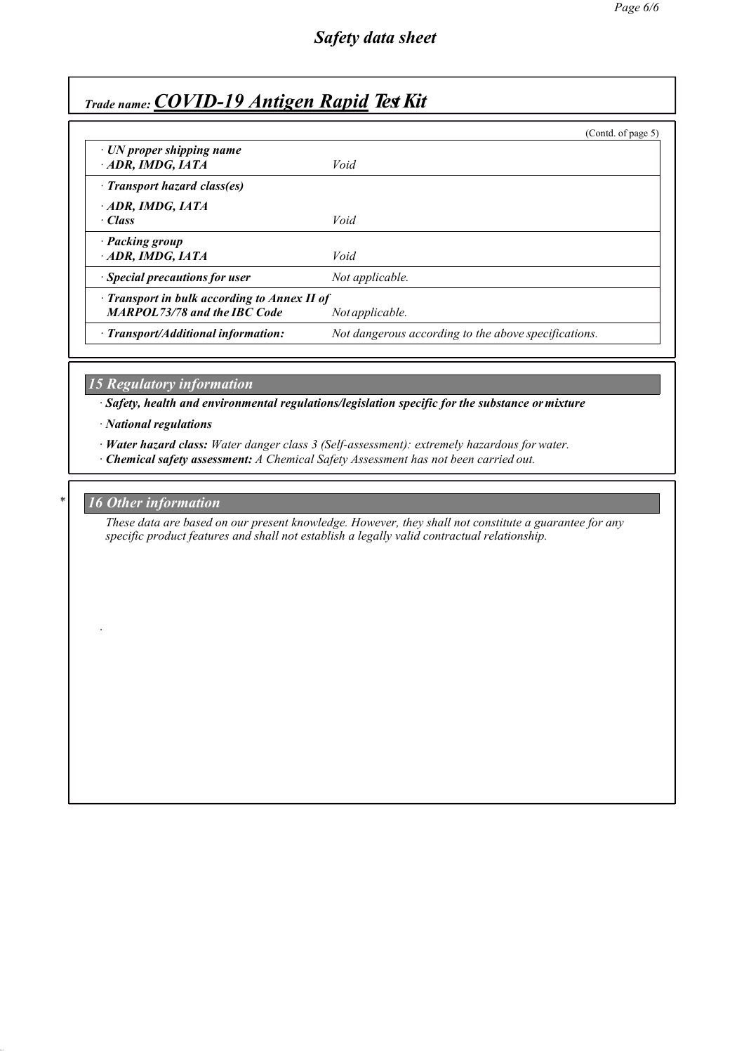# Safety data sheet

*Trade name:* ***COVID-19 Antigen Rapid Test Kit***

(Contd. of page 5)

| | |
|---|---|
| · ***UN proper shipping name*** · ***ADR, IMDG, IATA*** | *Void* |
| · ***Transport hazard class(es)*** | |
| · ***ADR, IMDG, IATA*** · ***Class*** | *Void* |
| · ***Packing group*** · ***ADR, IMDG, IATA*** | *Void* |
| · ***Special precautions for user*** | *Not applicable.* |
| · ***Transport in bulk according to Annex II of MARPOL73/78 and the IBC Code*** | *Not applicable.* |
| · ***Transport/Additional information:*** | *Not dangerous according to the above specifications.* |

## *15 Regulatory information*

· ***Safety, health and environmental regulations/legislation specific for the substance or mixture***

· ***National regulations***

· ***Water hazard class:*** *Water danger class 3 (Self-assessment): extremely hazardous for water.*

· ***Chemical safety assessment:*** *A Chemical Safety Assessment has not been carried out.*

## * *16 Other information*

*These data are based on our present knowledge. However, they shall not constitute a guarantee for any specific product features and shall not establish a legally valid contractual relationship.*

.